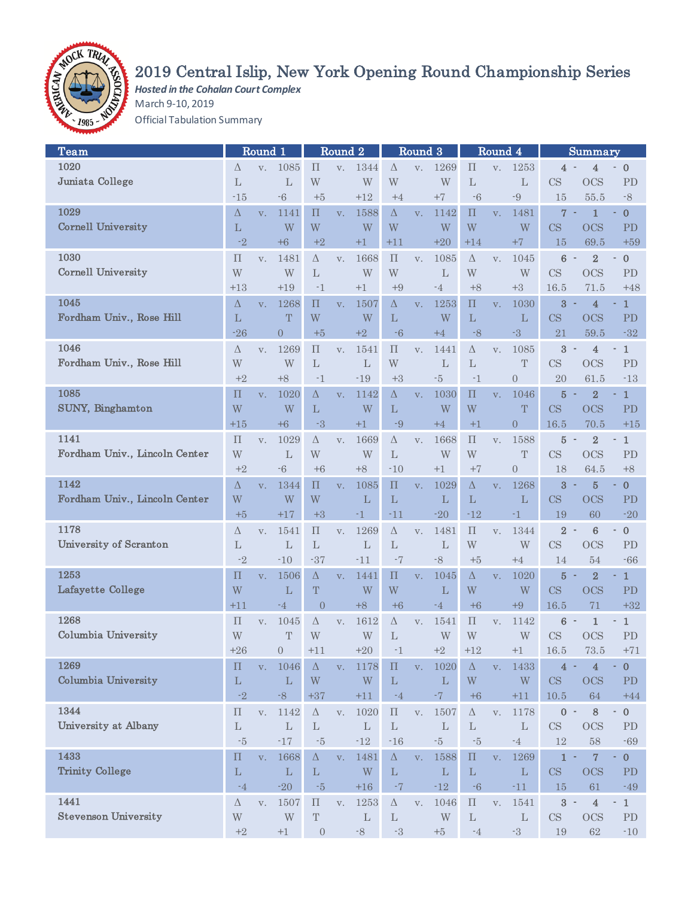# 2019 Central Islip, New York Opening Round Championship Series

***Hosted in the Cohalan Court Complex***

March 9-10, 2019

Official Tabulation Summary

| Team | Round 1 | | | Round 2 | | | Round 3 | | | Round 4 | | | Summary | | |
|---|---|---|---|---|---|---|---|---|---|---|---|---|---|---|---|
| 1020 | Δ | v. | 1085 | Π | v. | 1344 | Δ | v. | 1269 | Π | v. | 1253 | 4 - | 4 | - 0 |
| Juniata College | L | | L | W | | W | W | | W | L | | L | CS | OCS | PD |
| | -15 | | -6 | +5 | | +12 | +4 | | +7 | -6 | | -9 | 15 | 55.5 | -8 |
| 1029 | Δ | v. | 1141 | Π | v. | 1588 | Δ | v. | 1142 | Π | v. | 1481 | 7 - | 1 | - 0 |
| Cornell University | L | | W | W | | W | W | | W | W | | W | CS | OCS | PD |
| | -2 | | +6 | +2 | | +1 | +11 | | +20 | +14 | | +7 | 15 | 69.5 | +59 |
| 1030 | Π | v. | 1481 | Δ | v. | 1668 | Π | v. | 1085 | Δ | v. | 1045 | 6 - | 2 | - 0 |
| Cornell University | W | | W | L | | W | W | | L | W | | W | CS | OCS | PD |
| | +13 | | +19 | -1 | | +1 | +9 | | -4 | +8 | | +3 | 16.5 | 71.5 | +48 |
| 1045 | Δ | v. | 1268 | Π | v. | 1507 | Δ | v. | 1253 | Π | v. | 1030 | 3 - | 4 | - 1 |
| Fordham Univ., Rose Hill | L | | T | W | | W | L | | W | L | | L | CS | OCS | PD |
| | -26 | | 0 | +5 | | +2 | -6 | | +4 | -8 | | -3 | 21 | 59.5 | -32 |
| 1046 | Δ | v. | 1269 | Π | v. | 1541 | Π | v. | 1441 | Δ | v. | 1085 | 3 - | 4 | - 1 |
| Fordham Univ., Rose Hill | W | | W | L | | L | W | | L | L | | T | CS | OCS | PD |
| | +2 | | +8 | -1 | | -19 | +3 | | -5 | -1 | | 0 | 20 | 61.5 | -13 |
| 1085 | Π | v. | 1020 | Δ | v. | 1142 | Δ | v. | 1030 | Π | v. | 1046 | 5 - | 2 | - 1 |
| SUNY, Binghamton | W | | W | L | | W | L | | W | W | | T | CS | OCS | PD |
| | +15 | | +6 | -3 | | +1 | -9 | | +4 | +1 | | 0 | 16.5 | 70.5 | +15 |
| 1141 | Π | v. | 1029 | Δ | v. | 1669 | Δ | v. | 1668 | Π | v. | 1588 | 5 - | 2 | - 1 |
| Fordham Univ., Lincoln Center | W | | L | W | | W | L | | W | W | | T | CS | OCS | PD |
| | +2 | | -6 | +6 | | +8 | -10 | | +1 | +7 | | 0 | 18 | 64.5 | +8 |
| 1142 | Δ | v. | 1344 | Π | v. | 1085 | Π | v. | 1029 | Δ | v. | 1268 | 3 - | 5 | - 0 |
| Fordham Univ., Lincoln Center | W | | W | W | | L | L | | L | L | | L | CS | OCS | PD |
| | +5 | | +17 | +3 | | -1 | -11 | | -20 | -12 | | -1 | 19 | 60 | -20 |
| 1178 | Δ | v. | 1541 | Π | v. | 1269 | Δ | v. | 1481 | Π | v. | 1344 | 2 - | 6 | - 0 |
| University of Scranton | L | | L | L | | L | L | | L | W | | W | CS | OCS | PD |
| | -2 | | -10 | -37 | | -11 | -7 | | -8 | +5 | | +4 | 14 | 54 | -66 |
| 1253 | Π | v. | 1506 | Δ | v. | 1441 | Π | v. | 1045 | Δ | v. | 1020 | 5 - | 2 | - 1 |
| Lafayette College | W | | L | T | | W | W | | L | W | | W | CS | OCS | PD |
| | +11 | | -4 | 0 | | +8 | +6 | | -4 | +6 | | +9 | 16.5 | 71 | +32 |
| 1268 | Π | v. | 1045 | Δ | v. | 1612 | Δ | v. | 1541 | Π | v. | 1142 | 6 - | 1 | - 1 |
| Columbia University | W | | T | W | | W | L | | W | W | | W | CS | OCS | PD |
| | +26 | | 0 | +11 | | +20 | -1 | | +2 | +12 | | +1 | 16.5 | 73.5 | +71 |
| 1269 | Π | v. | 1046 | Δ | v. | 1178 | Π | v. | 1020 | Δ | v. | 1433 | 4 - | 4 | - 0 |
| Columbia University | L | | L | W | | W | L | | L | W | | W | CS | OCS | PD |
| | -2 | | -8 | +37 | | +11 | -4 | | -7 | +6 | | +11 | 10.5 | 64 | +44 |
| 1344 | Π | v. | 1142 | Δ | v. | 1020 | Π | v. | 1507 | Δ | v. | 1178 | 0 - | 8 | - 0 |
| University at Albany | L | | L | L | | L | L | | L | L | | L | CS | OCS | PD |
| | -5 | | -17 | -5 | | -12 | -16 | | -5 | -5 | | -4 | 12 | 58 | -69 |
| 1433 | Π | v. | 1668 | Δ | v. | 1481 | Δ | v. | 1588 | Π | v. | 1269 | 1 - | 7 | - 0 |
| Trinity College | L | | L | L | | W | L | | L | L | | L | CS | OCS | PD |
| | -4 | | -20 | -5 | | +16 | -7 | | -12 | -6 | | -11 | 15 | 61 | -49 |
| 1441 | Δ | v. | 1507 | Π | v. | 1253 | Δ | v. | 1046 | Π | v. | 1541 | 3 - | 4 | - 1 |
| Stevenson University | W | | W | T | | L | L | | W | L | | L | CS | OCS | PD |
| | +2 | | +1 | 0 | | -8 | -3 | | +5 | -4 | | -3 | 19 | 62 | -10 |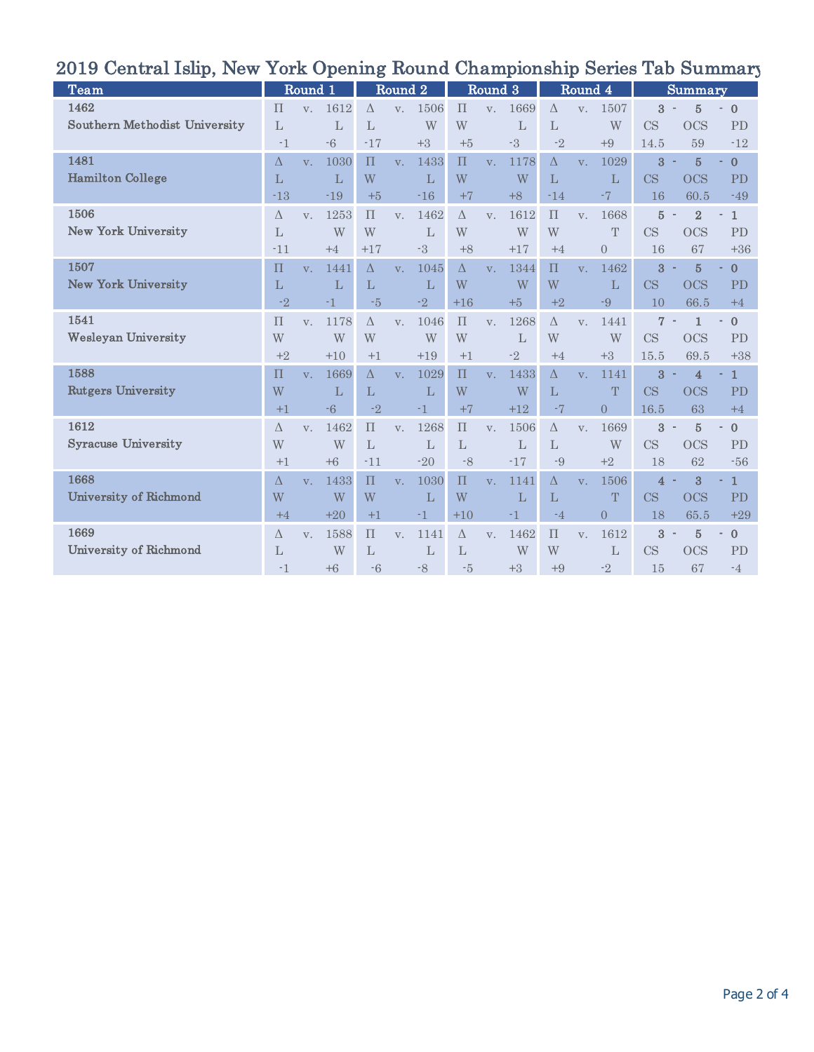# 2019 Central Islip, New York Opening Round Championship Series Tab Summary

| Team | Round 1 | Round 2 | Round 3 | Round 4 | Summary |
|---|---|---|---|---|---|
| 1462 Southern Methodist University | Π v. 1612<br>L L<br>-1 -6 | Δ v. 1506<br>L W<br>-17 +3 | Π v. 1669<br>W L<br>+5 -3 | Δ v. 1507<br>L W<br>-2 +9 | 3 - 5 - 0<br>CS OCS PD<br>14.5 59 -12 |
| 1481 Hamilton College | Δ v. 1030<br>L L<br>-13 -19 | Π v. 1433<br>W L<br>+5 -16 | Π v. 1178<br>W W<br>+7 +8 | Δ v. 1029<br>L L<br>-14 -7 | 3 - 5 - 0<br>CS OCS PD<br>16 60.5 -49 |
| 1506 New York University | Δ v. 1253<br>L W<br>-11 +4 | Π v. 1462<br>W L<br>+17 -3 | Δ v. 1612<br>W W<br>+8 +17 | Π v. 1668<br>W T<br>+4 0 | 5 - 2 - 1<br>CS OCS PD<br>16 67 +36 |
| 1507 New York University | Π v. 1441<br>L L<br>-2 -1 | Δ v. 1045<br>L L<br>-5 -2 | Δ v. 1344<br>W W<br>+16 +5 | Π v. 1462<br>W L<br>+2 -9 | 3 - 5 - 0<br>CS OCS PD<br>10 66.5 +4 |
| 1541 Wesleyan University | Π v. 1178<br>W W<br>+2 +10 | Δ v. 1046<br>W W<br>+1 +19 | Π v. 1268<br>W L<br>+1 -2 | Δ v. 1441<br>W W<br>+4 +3 | 7 - 1 - 0<br>CS OCS PD<br>15.5 69.5 +38 |
| 1588 Rutgers University | Π v. 1669<br>W L<br>+1 -6 | Δ v. 1029<br>L L<br>-2 -1 | Π v. 1433<br>W W<br>+7 +12 | Δ v. 1141<br>L T<br>-7 0 | 3 - 4 - 1<br>CS OCS PD<br>16.5 63 +4 |
| 1612 Syracuse University | Δ v. 1462<br>W W<br>+1 +6 | Π v. 1268<br>L L<br>-11 -20 | Π v. 1506<br>L L<br>-8 -17 | Δ v. 1669<br>L W<br>-9 +2 | 3 - 5 - 0<br>CS OCS PD<br>18 62 -56 |
| 1668 University of Richmond | Δ v. 1433<br>W W<br>+4 +20 | Π v. 1030<br>W L<br>+1 -1 | Π v. 1141<br>W L<br>+10 -1 | Δ v. 1506<br>L T<br>-4 0 | 4 - 3 - 1<br>CS OCS PD<br>18 65.5 +29 |
| 1669 University of Richmond | Δ v. 1588<br>L W<br>-1 +6 | Π v. 1141<br>L L<br>-6 -8 | Δ v. 1462<br>L W<br>-5 +3 | Π v. 1612<br>W L<br>+9 -2 | 3 - 5 - 0<br>CS OCS PD<br>15 67 -4 |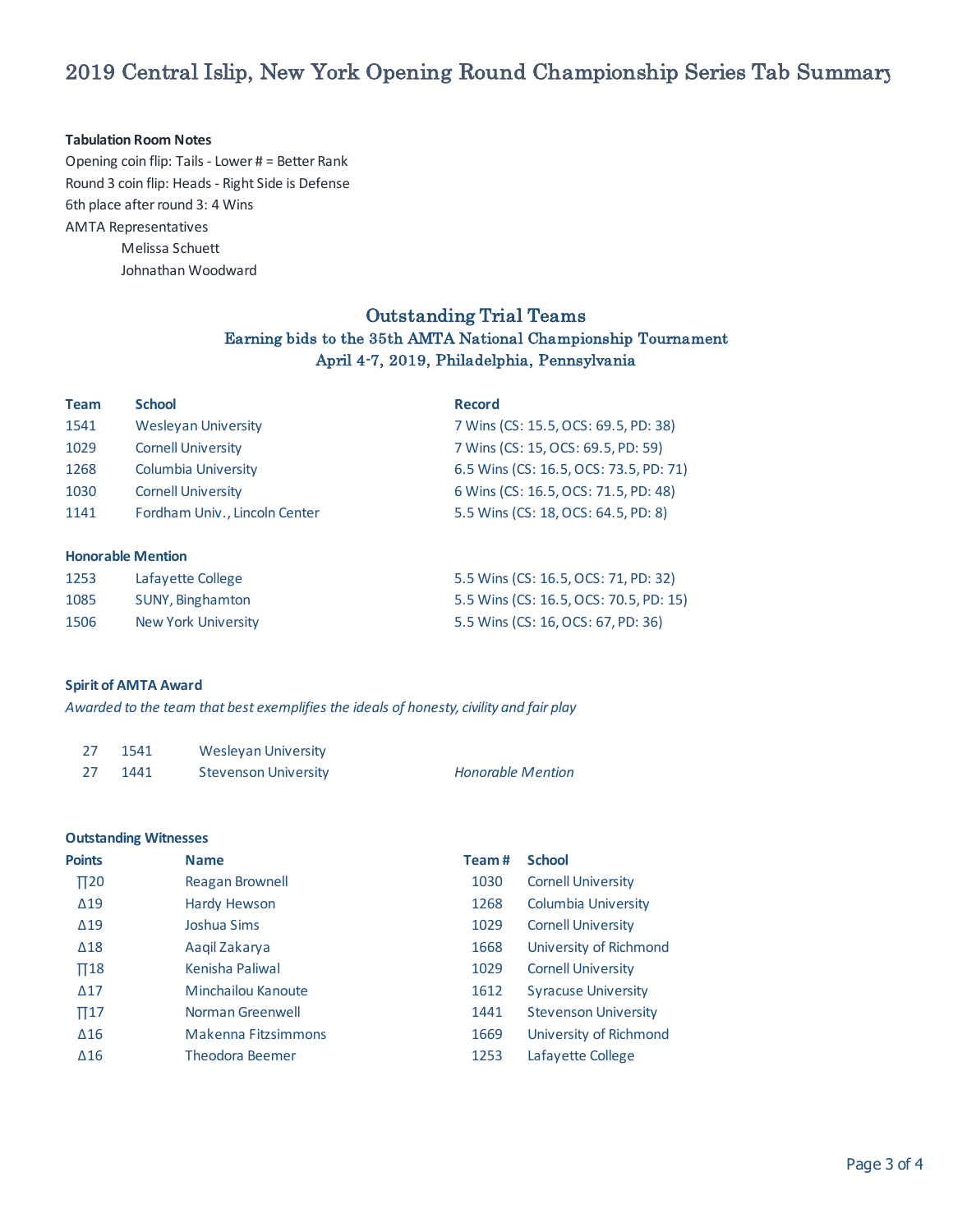# 2019 Central Islip, New York Opening Round Championship Series Tab Summary

**Tabulation Room Notes**

Opening coin flip: Tails - Lower # = Better Rank
Round 3 coin flip: Heads - Right Side is Defense
6th place after round 3: 4 Wins
AMTA Representatives
Melissa Schuett
Johnathan Woodward

## Outstanding Trial Teams

### Earning bids to the 35th AMTA National Championship Tournament
### April 4-7, 2019, Philadelphia, Pennsylvania

| Team | School | Record |
|---|---|---|
| 1541 | Wesleyan University | 7 Wins (CS: 15.5, OCS: 69.5, PD: 38) |
| 1029 | Cornell University | 7 Wins (CS: 15, OCS: 69.5, PD: 59) |
| 1268 | Columbia University | 6.5 Wins (CS: 16.5, OCS: 73.5, PD: 71) |
| 1030 | Cornell University | 6 Wins (CS: 16.5, OCS: 71.5, PD: 48) |
| 1141 | Fordham Univ., Lincoln Center | 5.5 Wins (CS: 18, OCS: 64.5, PD: 8) |

**Honorable Mention**

| Team | School | Record |
|---|---|---|
| 1253 | Lafayette College | 5.5 Wins (CS: 16.5, OCS: 71, PD: 32) |
| 1085 | SUNY, Binghamton | 5.5 Wins (CS: 16.5, OCS: 70.5, PD: 15) |
| 1506 | New York University | 5.5 Wins (CS: 16, OCS: 67, PD: 36) |

**Spirit of AMTA Award**

*Awarded to the team that best exemplifies the ideals of honesty, civility and fair play*

| | | | |
|---|---|---|---|
| 27 | 1541 | Wesleyan University | |
| 27 | 1441 | Stevenson University | *Honorable Mention* |

**Outstanding Witnesses**

| Points | Name | Team # | School |
|---|---|---|---|
| ∏20 | Reagan Brownell | 1030 | Cornell University |
| Δ19 | Hardy Hewson | 1268 | Columbia University |
| Δ19 | Joshua Sims | 1029 | Cornell University |
| Δ18 | Aaqil Zakarya | 1668 | University of Richmond |
| ∏18 | Kenisha Paliwal | 1029 | Cornell University |
| Δ17 | Minchailou Kanoute | 1612 | Syracuse University |
| ∏17 | Norman Greenwell | 1441 | Stevenson University |
| Δ16 | Makenna Fitzsimmons | 1669 | University of Richmond |
| Δ16 | Theodora Beemer | 1253 | Lafayette College |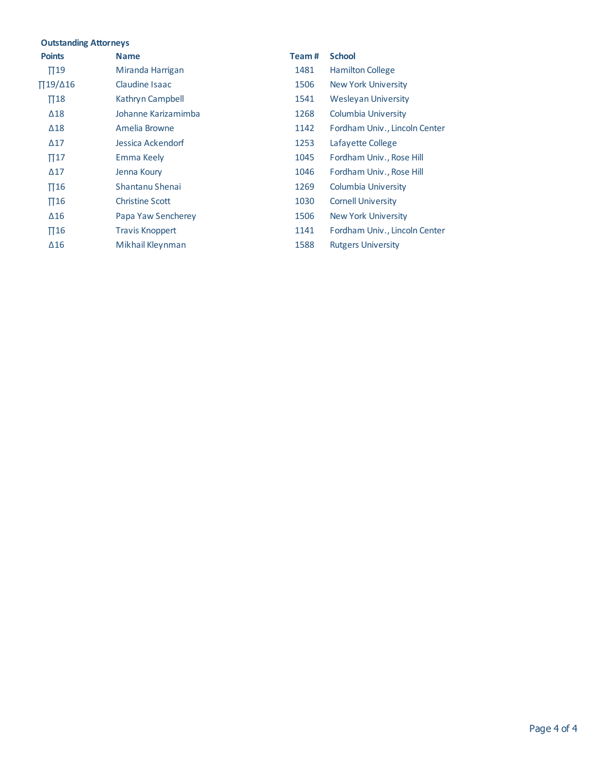**Outstanding Attorneys**

| Points | Name | Team # | School |
|---|---|---|---|
| ∏19 | Miranda Harrigan | 1481 | Hamilton College |
| ∏19/Δ16 | Claudine Isaac | 1506 | New York University |
| ∏18 | Kathryn Campbell | 1541 | Wesleyan University |
| Δ18 | Johanne Karizamimba | 1268 | Columbia University |
| Δ18 | Amelia Browne | 1142 | Fordham Univ., Lincoln Center |
| Δ17 | Jessica Ackendorf | 1253 | Lafayette College |
| ∏17 | Emma Keely | 1045 | Fordham Univ., Rose Hill |
| Δ17 | Jenna Koury | 1046 | Fordham Univ., Rose Hill |
| ∏16 | Shantanu Shenai | 1269 | Columbia University |
| ∏16 | Christine Scott | 1030 | Cornell University |
| Δ16 | Papa Yaw Sencherey | 1506 | New York University |
| ∏16 | Travis Knoppert | 1141 | Fordham Univ., Lincoln Center |
| Δ16 | Mikhail Kleynman | 1588 | Rutgers University |